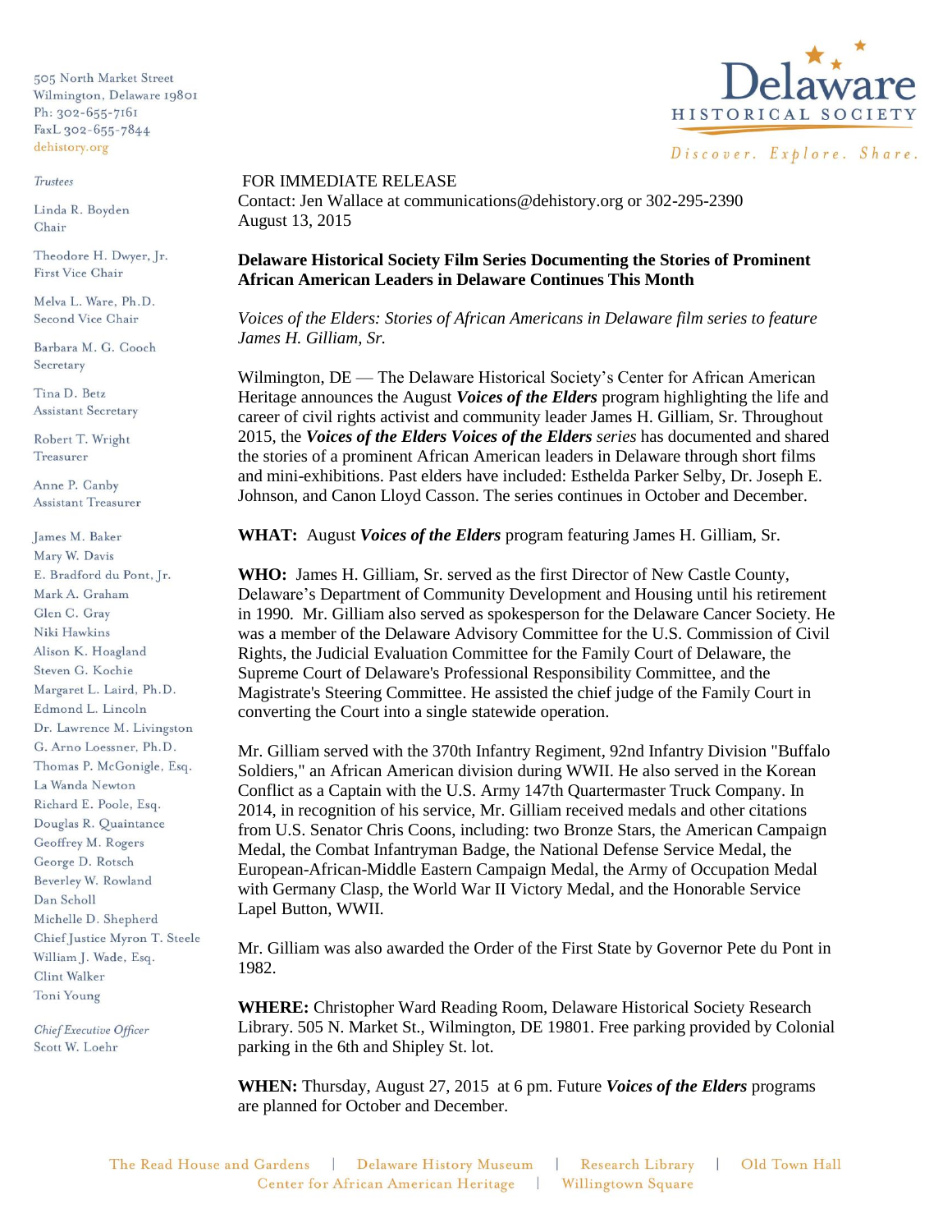505 North Market Street
Wilmington, Delaware 19801
Ph: 302-655-7161
FaxL 302-655-7844
dehistory.org

*Trustees*

Linda R. Boyden
Chair

Theodore H. Dwyer, Jr.
First Vice Chair

Melva L. Ware, Ph.D.
Second Vice Chair

Barbara M. G. Cooch
Secretary

Tina D. Betz
Assistant Secretary

Robert T. Wright
Treasurer

Anne P. Canby
Assistant Treasurer

James M. Baker
Mary W. Davis
E. Bradford du Pont, Jr.
Mark A. Graham
Glen C. Gray
Niki Hawkins
Alison K. Hoagland
Steven G. Kochie
Margaret L. Laird, Ph.D.
Edmond L. Lincoln
Dr. Lawrence M. Livingston
G. Arno Loessner, Ph.D.
Thomas P. McGonigle, Esq.
La Wanda Newton
Richard E. Poole, Esq.
Douglas R. Quaintance
Geoffrey M. Rogers
George D. Rotsch
Beverley W. Rowland
Dan Scholl
Michelle D. Shepherd
Chief Justice Myron T. Steele
William J. Wade, Esq.
Clint Walker
Toni Young

*Chief Executive Officer*
Scott W. Loehr

Delaware HISTORICAL SOCIETY
*Discover. Explore. Share.*

FOR IMMEDIATE RELEASE
Contact: Jen Wallace at communications@dehistory.org or 302-295-2390
August 13, 2015

**Delaware Historical Society Film Series Documenting the Stories of Prominent African American Leaders in Delaware Continues This Month**

*Voices of the Elders: Stories of African Americans in Delaware film series to feature James H. Gilliam, Sr.*

Wilmington, DE — The Delaware Historical Society's Center for African American Heritage announces the August ***Voices of the Elders*** program highlighting the life and career of civil rights activist and community leader James H. Gilliam, Sr. Throughout 2015, the ***Voices of the Elders Voices of the Elders*** *series* has documented and shared the stories of a prominent African American leaders in Delaware through short films and mini-exhibitions. Past elders have included: Esthelda Parker Selby, Dr. Joseph E. Johnson, and Canon Lloyd Casson. The series continues in October and December.

**WHAT:** August ***Voices of the Elders*** program featuring James H. Gilliam, Sr.

**WHO:** James H. Gilliam, Sr. served as the first Director of New Castle County, Delaware's Department of Community Development and Housing until his retirement in 1990. Mr. Gilliam also served as spokesperson for the Delaware Cancer Society. He was a member of the Delaware Advisory Committee for the U.S. Commission of Civil Rights, the Judicial Evaluation Committee for the Family Court of Delaware, the Supreme Court of Delaware's Professional Responsibility Committee, and the Magistrate's Steering Committee. He assisted the chief judge of the Family Court in converting the Court into a single statewide operation.

Mr. Gilliam served with the 370th Infantry Regiment, 92nd Infantry Division "Buffalo Soldiers," an African American division during WWII. He also served in the Korean Conflict as a Captain with the U.S. Army 147th Quartermaster Truck Company. In 2014, in recognition of his service, Mr. Gilliam received medals and other citations from U.S. Senator Chris Coons, including: two Bronze Stars, the American Campaign Medal, the Combat Infantryman Badge, the National Defense Service Medal, the European-African-Middle Eastern Campaign Medal, the Army of Occupation Medal with Germany Clasp, the World War II Victory Medal, and the Honorable Service Lapel Button, WWII.

Mr. Gilliam was also awarded the Order of the First State by Governor Pete du Pont in 1982.

**WHERE:** Christopher Ward Reading Room, Delaware Historical Society Research Library. 505 N. Market St., Wilmington, DE 19801. Free parking provided by Colonial parking in the 6th and Shipley St. lot.

**WHEN:** Thursday, August 27, 2015 at 6 pm. Future ***Voices of the Elders*** programs are planned for October and December.

The Read House and Gardens | Delaware History Museum | Research Library | Old Town Hall
Center for African American Heritage | Willingtown Square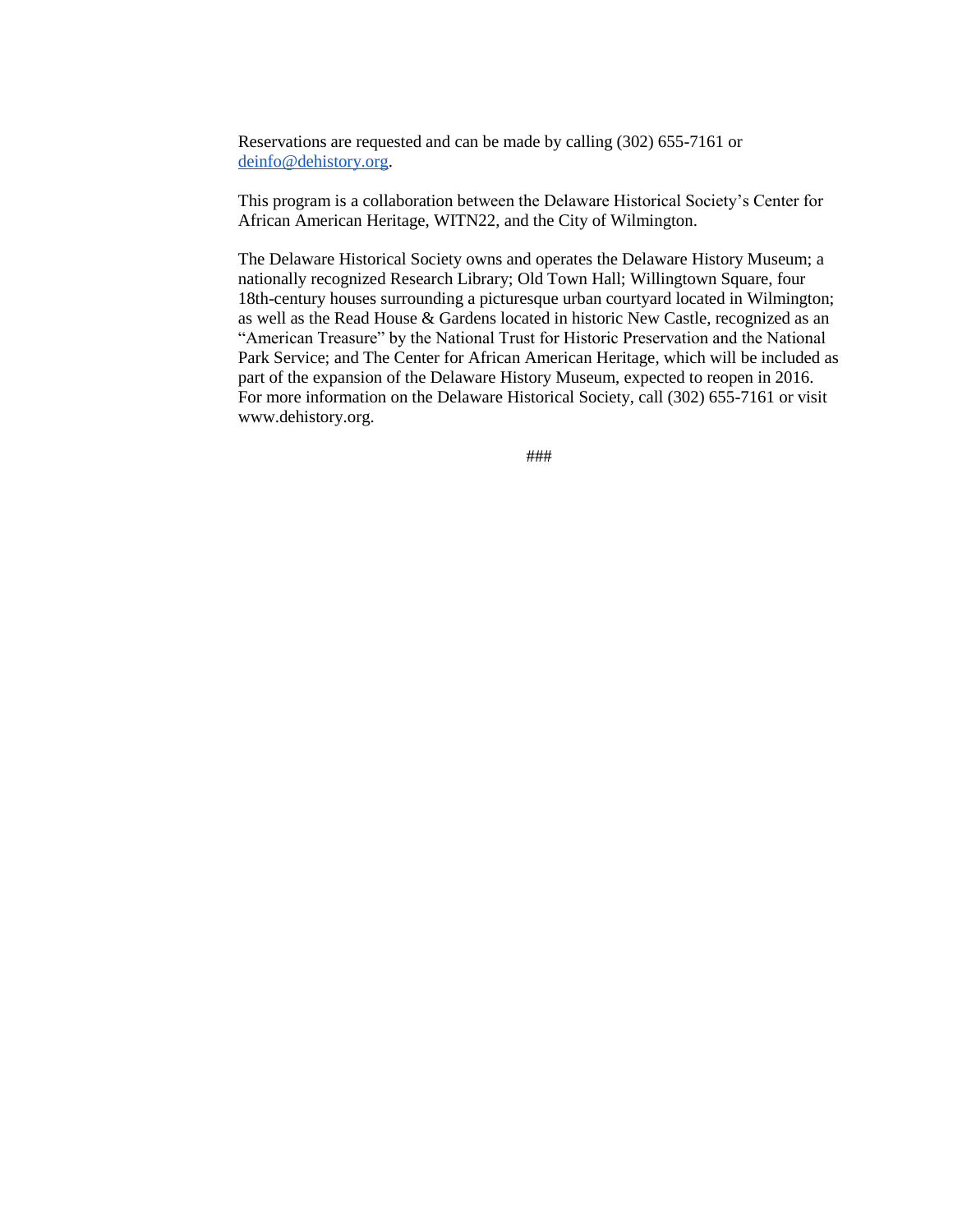Reservations are requested and can be made by calling (302) 655-7161 or deinfo@dehistory.org.

This program is a collaboration between the Delaware Historical Society's Center for African American Heritage, WITN22, and the City of Wilmington.

The Delaware Historical Society owns and operates the Delaware History Museum; a nationally recognized Research Library; Old Town Hall; Willingtown Square, four 18th-century houses surrounding a picturesque urban courtyard located in Wilmington; as well as the Read House & Gardens located in historic New Castle, recognized as an "American Treasure" by the National Trust for Historic Preservation and the National Park Service; and The Center for African American Heritage, which will be included as part of the expansion of the Delaware History Museum, expected to reopen in 2016. For more information on the Delaware Historical Society, call (302) 655-7161 or visit www.dehistory.org.

###